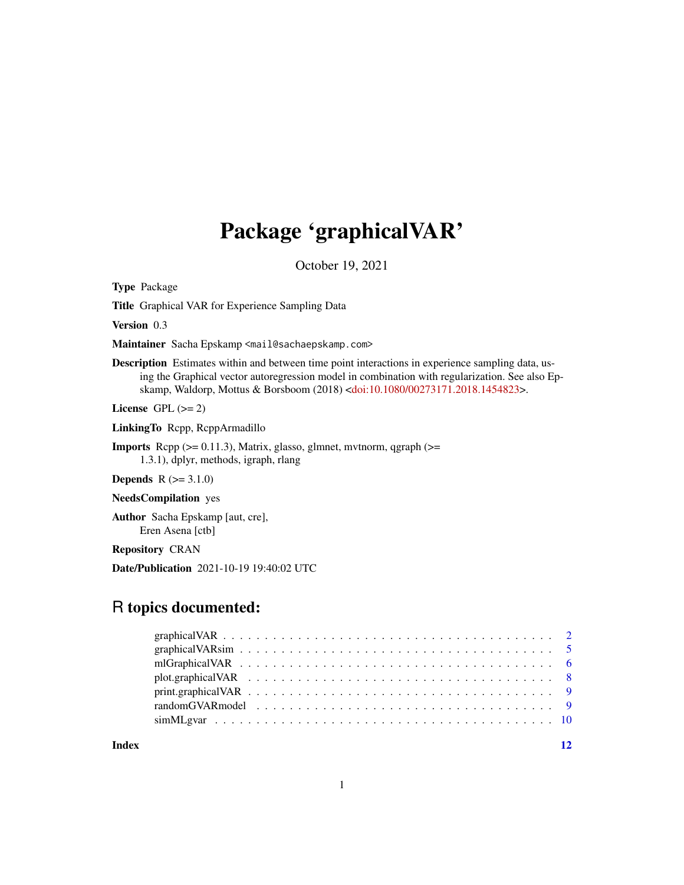# Package 'graphicalVAR'

October 19, 2021

**Type** Package

**Title** Graphical VAR for Experience Sampling Data

**Version** 0.3

**Maintainer** Sacha Epskamp <mail@sachaepskamp.com>

**Description** Estimates within and between time point interactions in experience sampling data, using the Graphical vector autoregression model in combination with regularization. See also Epskamp, Waldorp, Mottus & Borsboom (2018) <doi:10.1080/00273171.2018.1454823>.

**License** GPL (>= 2)

**LinkingTo** Rcpp, RcppArmadillo

**Imports** Rcpp (>= 0.11.3), Matrix, glasso, glmnet, mvtnorm, qgraph (>= 1.3.1), dplyr, methods, igraph, rlang

**Depends** R (>= 3.1.0)

**NeedsCompilation** yes

**Author** Sacha Epskamp [aut, cre], Eren Asena [ctb]

**Repository** CRAN

**Date/Publication** 2021-10-19 19:40:02 UTC

## R topics documented:

- graphicalVAR . . . . . 2
- graphicalVARsim . . . . . 5
- mlGraphicalVAR . . . . . 6
- plot.graphicalVAR . . . . . 8
- print.graphicalVAR . . . . . 9
- randomGVARmodel . . . . . 9
- simMLgvar . . . . . 10

**Index** **12**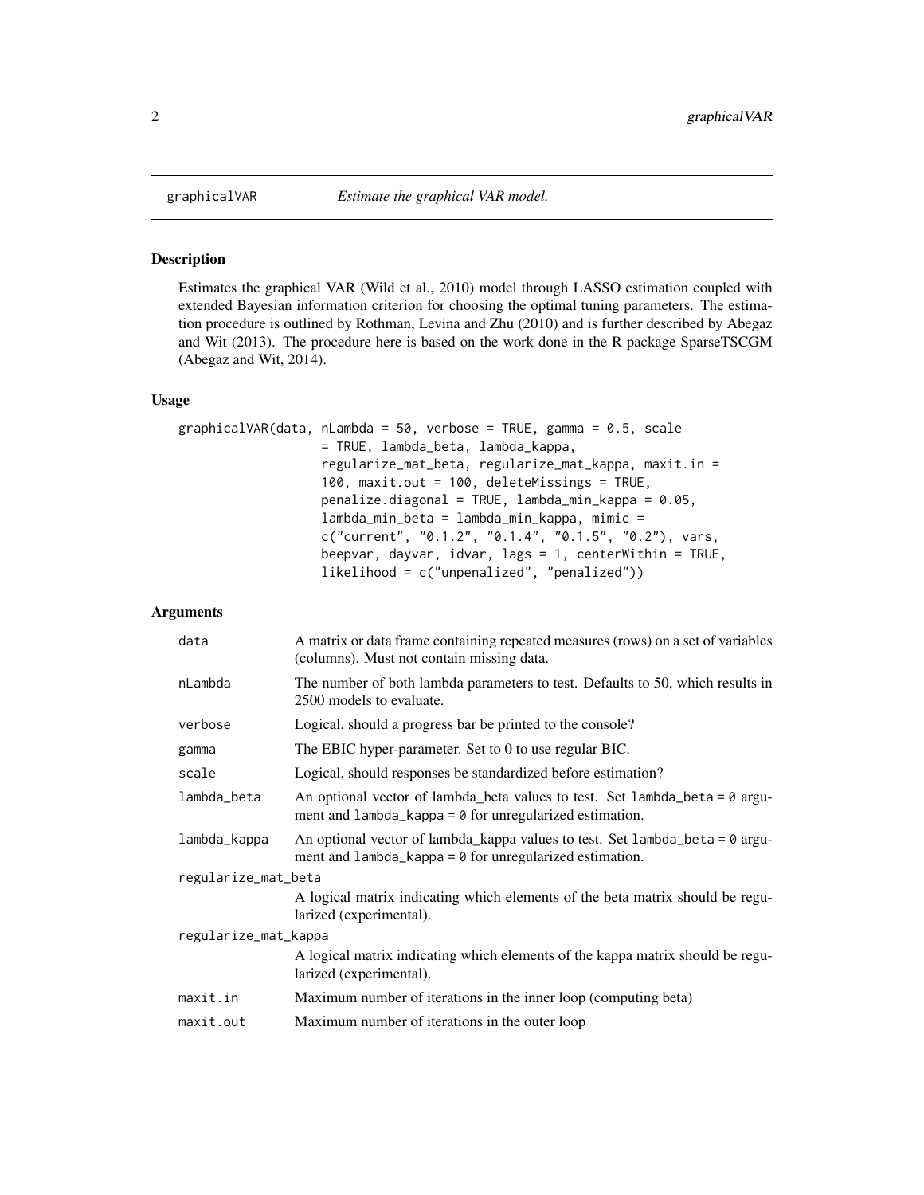# graphicalVAR — *Estimate the graphical VAR model.*

## Description

Estimates the graphical VAR (Wild et al., 2010) model through LASSO estimation coupled with extended Bayesian information criterion for choosing the optimal tuning parameters. The estimation procedure is outlined by Rothman, Levina and Zhu (2010) and is further described by Abegaz and Wit (2013). The procedure here is based on the work done in the R package SparseTSCGM (Abegaz and Wit, 2014).

## Usage

```
graphicalVAR(data, nLambda = 50, verbose = TRUE, gamma = 0.5, scale
                  = TRUE, lambda_beta, lambda_kappa,
                  regularize_mat_beta, regularize_mat_kappa, maxit.in =
                  100, maxit.out = 100, deleteMissings = TRUE,
                  penalize.diagonal = TRUE, lambda_min_kappa = 0.05,
                  lambda_min_beta = lambda_min_kappa, mimic =
                  c("current", "0.1.2", "0.1.4", "0.1.5", "0.2"), vars,
                  beepvar, dayvar, idvar, lags = 1, centerWithin = TRUE,
                  likelihood = c("unpenalized", "penalized"))
```

## Arguments

| | |
|---|---|
| `data` | A matrix or data frame containing repeated measures (rows) on a set of variables (columns). Must not contain missing data. |
| `nLambda` | The number of both lambda parameters to test. Defaults to 50, which results in 2500 models to evaluate. |
| `verbose` | Logical, should a progress bar be printed to the console? |
| `gamma` | The EBIC hyper-parameter. Set to 0 to use regular BIC. |
| `scale` | Logical, should responses be standardized before estimation? |
| `lambda_beta` | An optional vector of lambda_beta values to test. Set `lambda_beta = 0` argument and `lambda_kappa = 0` for unregularized estimation. |
| `lambda_kappa` | An optional vector of lambda_kappa values to test. Set `lambda_beta = 0` argument and `lambda_kappa = 0` for unregularized estimation. |
| `regularize_mat_beta` | A logical matrix indicating which elements of the beta matrix should be regularized (experimental). |
| `regularize_mat_kappa` | A logical matrix indicating which elements of the kappa matrix should be regularized (experimental). |
| `maxit.in` | Maximum number of iterations in the inner loop (computing beta) |
| `maxit.out` | Maximum number of iterations in the outer loop |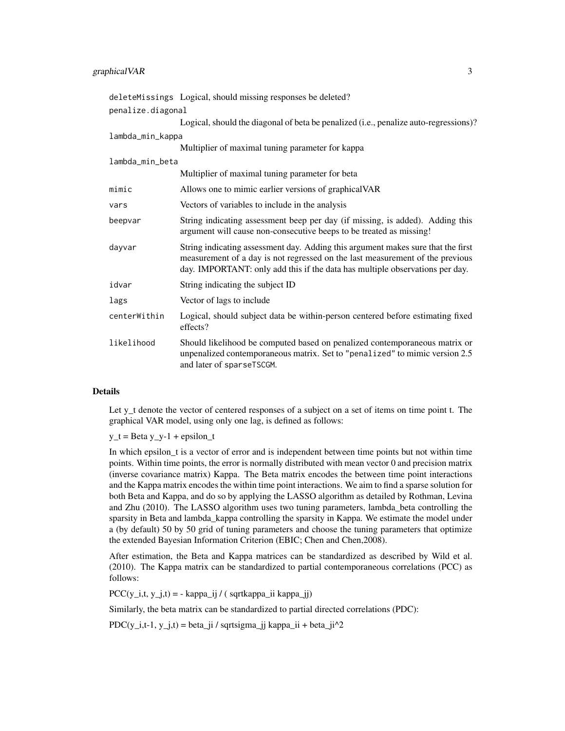| | |
|---|---|
| `deleteMissings` | Logical, should missing responses be deleted? |
| `penalize.diagonal` | Logical, should the diagonal of beta be penalized (i.e., penalize auto-regressions)? |
| `lambda_min_kappa` | Multiplier of maximal tuning parameter for kappa |
| `lambda_min_beta` | Multiplier of maximal tuning parameter for beta |
| `mimic` | Allows one to mimic earlier versions of graphicalVAR |
| `vars` | Vectors of variables to include in the analysis |
| `beepvar` | String indicating assessment beep per day (if missing, is added). Adding this argument will cause non-consecutive beeps to be treated as missing! |
| `dayvar` | String indicating assessment day. Adding this argument makes sure that the first measurement of a day is not regressed on the last measurement of the previous day. IMPORTANT: only add this if the data has multiple observations per day. |
| `idvar` | String indicating the subject ID |
| `lags` | Vector of lags to include |
| `centerWithin` | Logical, should subject data be within-person centered before estimating fixed effects? |
| `likelihood` | Should likelihood be computed based on penalized contemporaneous matrix or unpenalized contemporaneous matrix. Set to `"penalized"` to mimic version 2.5 and later of `sparseTSCGM`. |

## Details

Let y_t denote the vector of centered responses of a subject on a set of items on time point t. The graphical VAR model, using only one lag, is defined as follows:

y_t = Beta y_y-1 + epsilon_t

In which epsilon_t is a vector of error and is independent between time points but not within time points. Within time points, the error is normally distributed with mean vector 0 and precision matrix (inverse covariance matrix) Kappa. The Beta matrix encodes the between time point interactions and the Kappa matrix encodes the within time point interactions. We aim to find a sparse solution for both Beta and Kappa, and do so by applying the LASSO algorithm as detailed by Rothman, Levina and Zhu (2010). The LASSO algorithm uses two tuning parameters, lambda_beta controlling the sparsity in Beta and lambda_kappa controlling the sparsity in Kappa. We estimate the model under a (by default) 50 by 50 grid of tuning parameters and choose the tuning parameters that optimize the extended Bayesian Information Criterion (EBIC; Chen and Chen,2008).

After estimation, the Beta and Kappa matrices can be standardized as described by Wild et al. (2010). The Kappa matrix can be standardized to partial contemporaneous correlations (PCC) as follows:

PCC(y_i,t, y_j,t) = - kappa_ij / ( sqrtkappa_ii kappa_jj)

Similarly, the beta matrix can be standardized to partial directed correlations (PDC):

PDC(y_i,t-1, y_j,t) = beta_ji / sqrtsigma_jj kappa_ii + beta_ji^2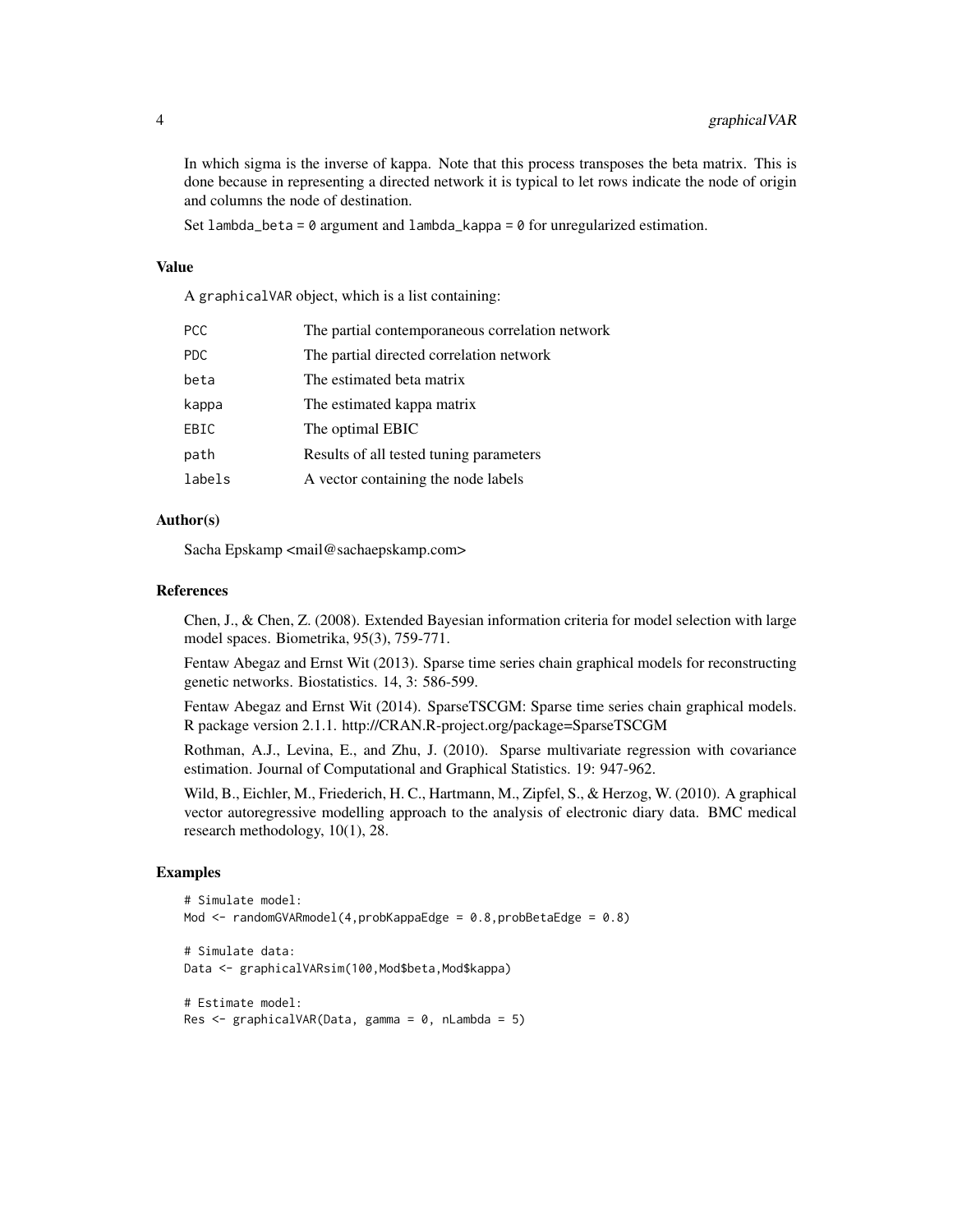In which sigma is the inverse of kappa. Note that this process transposes the beta matrix. This is done because in representing a directed network it is typical to let rows indicate the node of origin and columns the node of destination.

Set `lambda_beta = 0` argument and `lambda_kappa = 0` for unregularized estimation.

### Value

A `graphicalVAR` object, which is a list containing:

| | |
|---|---|
| `PCC` | The partial contemporaneous correlation network |
| `PDC` | The partial directed correlation network |
| `beta` | The estimated beta matrix |
| `kappa` | The estimated kappa matrix |
| `EBIC` | The optimal EBIC |
| `path` | Results of all tested tuning parameters |
| `labels` | A vector containing the node labels |

### Author(s)

Sacha Epskamp <mail@sachaepskamp.com>

### References

Chen, J., & Chen, Z. (2008). Extended Bayesian information criteria for model selection with large model spaces. Biometrika, 95(3), 759-771.

Fentaw Abegaz and Ernst Wit (2013). Sparse time series chain graphical models for reconstructing genetic networks. Biostatistics. 14, 3: 586-599.

Fentaw Abegaz and Ernst Wit (2014). SparseTSCGM: Sparse time series chain graphical models. R package version 2.1.1. http://CRAN.R-project.org/package=SparseTSCGM

Rothman, A.J., Levina, E., and Zhu, J. (2010). Sparse multivariate regression with covariance estimation. Journal of Computational and Graphical Statistics. 19: 947-962.

Wild, B., Eichler, M., Friederich, H. C., Hartmann, M., Zipfel, S., & Herzog, W. (2010). A graphical vector autoregressive modelling approach to the analysis of electronic diary data. BMC medical research methodology, 10(1), 28.

### Examples

```
# Simulate model:
Mod <- randomGVARmodel(4,probKappaEdge = 0.8,probBetaEdge = 0.8)

# Simulate data:
Data <- graphicalVARsim(100,Mod$beta,Mod$kappa)

# Estimate model:
Res <- graphicalVAR(Data, gamma = 0, nLambda = 5)
```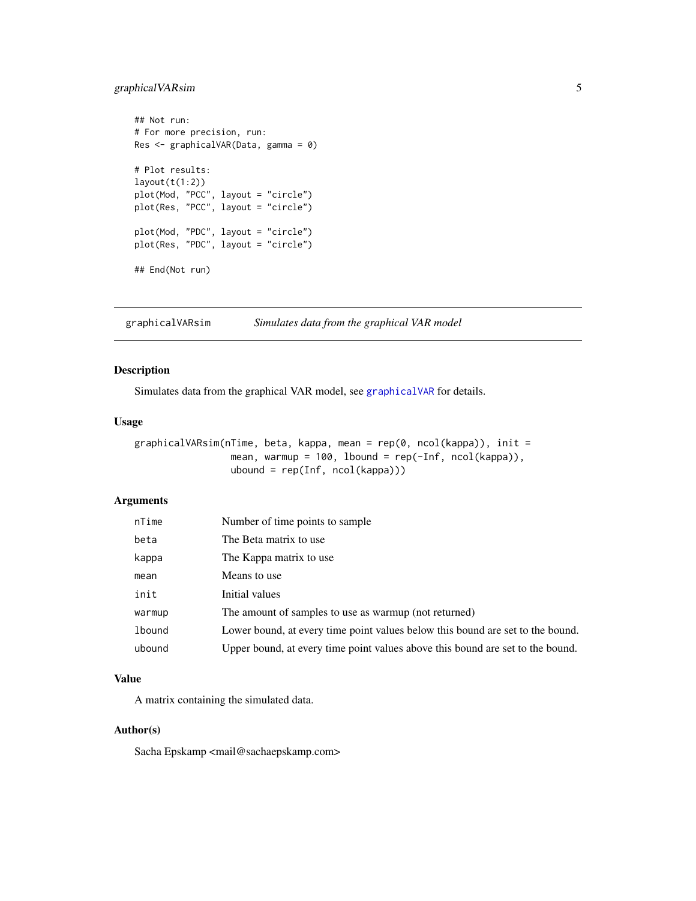```
## Not run:
# For more precision, run:
Res <- graphicalVAR(Data, gamma = 0)

# Plot results:
layout(t(1:2))
plot(Mod, "PCC", layout = "circle")
plot(Res, "PCC", layout = "circle")

plot(Mod, "PDC", layout = "circle")
plot(Res, "PDC", layout = "circle")

## End(Not run)
```

## graphicalVARsim — *Simulates data from the graphical VAR model*

### Description

Simulates data from the graphical VAR model, see graphicalVAR for details.

### Usage

```
graphicalVARsim(nTime, beta, kappa, mean = rep(0, ncol(kappa)), init =
                mean, warmup = 100, lbound = rep(-Inf, ncol(kappa)),
                ubound = rep(Inf, ncol(kappa)))
```

### Arguments

| | |
|---|---|
| nTime | Number of time points to sample |
| beta | The Beta matrix to use |
| kappa | The Kappa matrix to use |
| mean | Means to use |
| init | Initial values |
| warmup | The amount of samples to use as warmup (not returned) |
| lbound | Lower bound, at every time point values below this bound are set to the bound. |
| ubound | Upper bound, at every time point values above this bound are set to the bound. |

### Value

A matrix containing the simulated data.

### Author(s)

Sacha Epskamp <mail@sachaepskamp.com>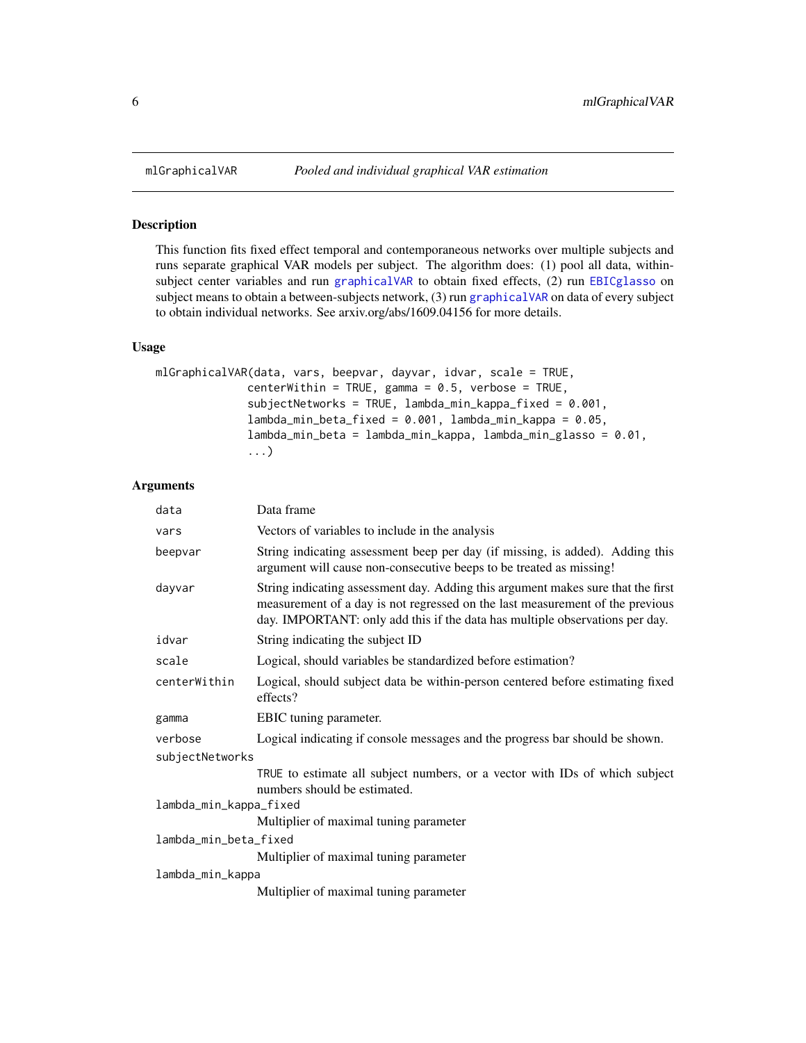mlGraphicalVAR *Pooled and individual graphical VAR estimation*

## Description

This function fits fixed effect temporal and contemporaneous networks over multiple subjects and runs separate graphical VAR models per subject. The algorithm does: (1) pool all data, within-subject center variables and run graphicalVAR to obtain fixed effects, (2) run EBICglasso on subject means to obtain a between-subjects network, (3) run graphicalVAR on data of every subject to obtain individual networks. See arxiv.org/abs/1609.04156 for more details.

## Usage

```
mlGraphicalVAR(data, vars, beepvar, dayvar, idvar, scale = TRUE,
              centerWithin = TRUE, gamma = 0.5, verbose = TRUE,
              subjectNetworks = TRUE, lambda_min_kappa_fixed = 0.001,
              lambda_min_beta_fixed = 0.001, lambda_min_kappa = 0.05,
              lambda_min_beta = lambda_min_kappa, lambda_min_glasso = 0.01,
              ...)
```

## Arguments

| | |
|---|---|
| data | Data frame |
| vars | Vectors of variables to include in the analysis |
| beepvar | String indicating assessment beep per day (if missing, is added). Adding this argument will cause non-consecutive beeps to be treated as missing! |
| dayvar | String indicating assessment day. Adding this argument makes sure that the first measurement of a day is not regressed on the last measurement of the previous day. IMPORTANT: only add this if the data has multiple observations per day. |
| idvar | String indicating the subject ID |
| scale | Logical, should variables be standardized before estimation? |
| centerWithin | Logical, should subject data be within-person centered before estimating fixed effects? |
| gamma | EBIC tuning parameter. |
| verbose | Logical indicating if console messages and the progress bar should be shown. |
| subjectNetworks | TRUE to estimate all subject numbers, or a vector with IDs of which subject numbers should be estimated. |
| lambda_min_kappa_fixed | Multiplier of maximal tuning parameter |
| lambda_min_beta_fixed | Multiplier of maximal tuning parameter |
| lambda_min_kappa | Multiplier of maximal tuning parameter |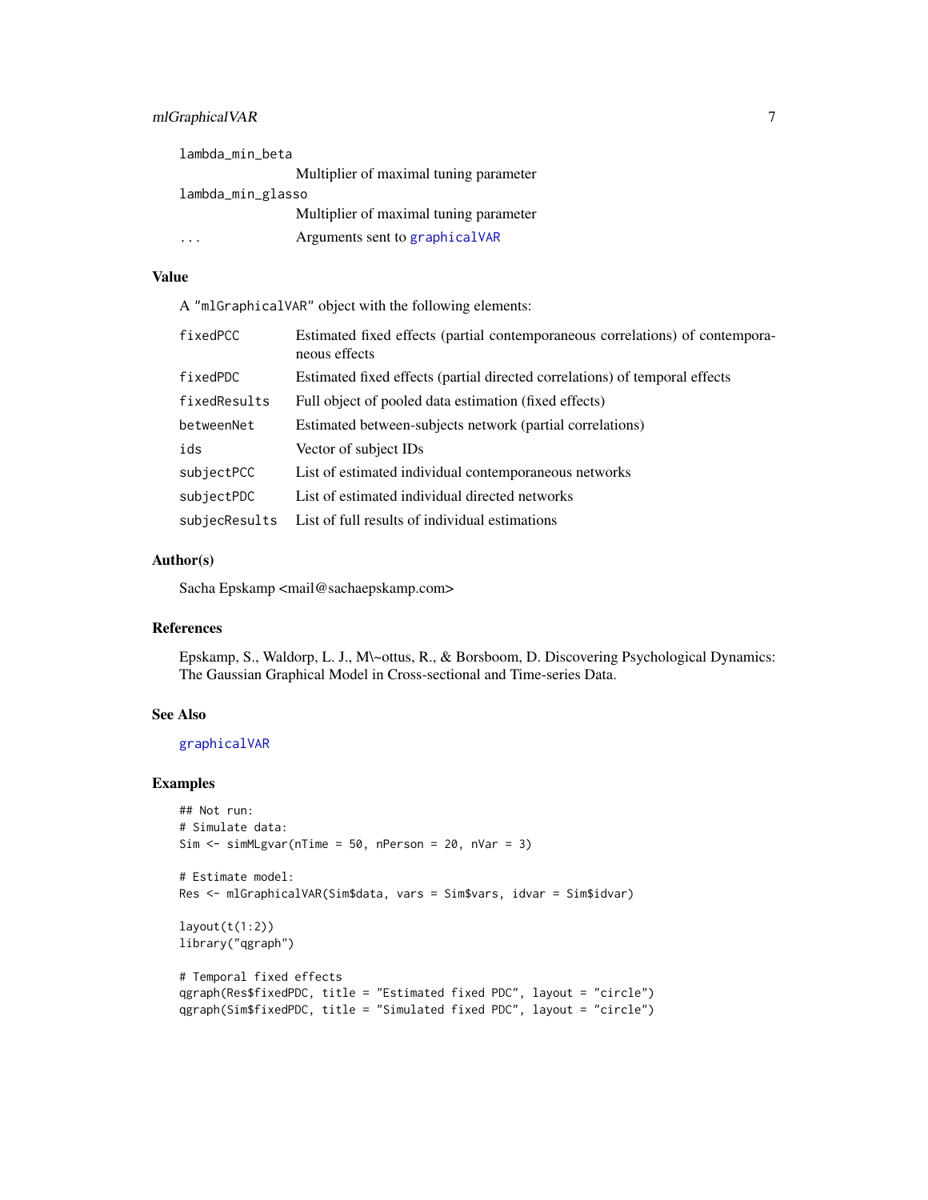lambda_min_beta
: Multiplier of maximal tuning parameter

lambda_min_glasso
: Multiplier of maximal tuning parameter

...
: Arguments sent to graphicalVAR

## Value

A "mlGraphicalVAR" object with the following elements:

| | |
|---|---|
| fixedPCC | Estimated fixed effects (partial contemporaneous correlations) of contemporaneous effects |
| fixedPDC | Estimated fixed effects (partial directed correlations) of temporal effects |
| fixedResults | Full object of pooled data estimation (fixed effects) |
| betweenNet | Estimated between-subjects network (partial correlations) |
| ids | Vector of subject IDs |
| subjectPCC | List of estimated individual contemporaneous networks |
| subjectPDC | List of estimated individual directed networks |
| subjecResults | List of full results of individual estimations |

## Author(s)

Sacha Epskamp <mail@sachaepskamp.com>

## References

Epskamp, S., Waldorp, L. J., M\~ottus, R., & Borsboom, D. Discovering Psychological Dynamics: The Gaussian Graphical Model in Cross-sectional and Time-series Data.

## See Also

graphicalVAR

## Examples

```
## Not run:
# Simulate data:
Sim <- simMLgvar(nTime = 50, nPerson = 20, nVar = 3)

# Estimate model:
Res <- mlGraphicalVAR(Sim$data, vars = Sim$vars, idvar = Sim$idvar)

layout(t(1:2))
library("qgraph")

# Temporal fixed effects
qgraph(Res$fixedPDC, title = "Estimated fixed PDC", layout = "circle")
qgraph(Sim$fixedPDC, title = "Simulated fixed PDC", layout = "circle")
```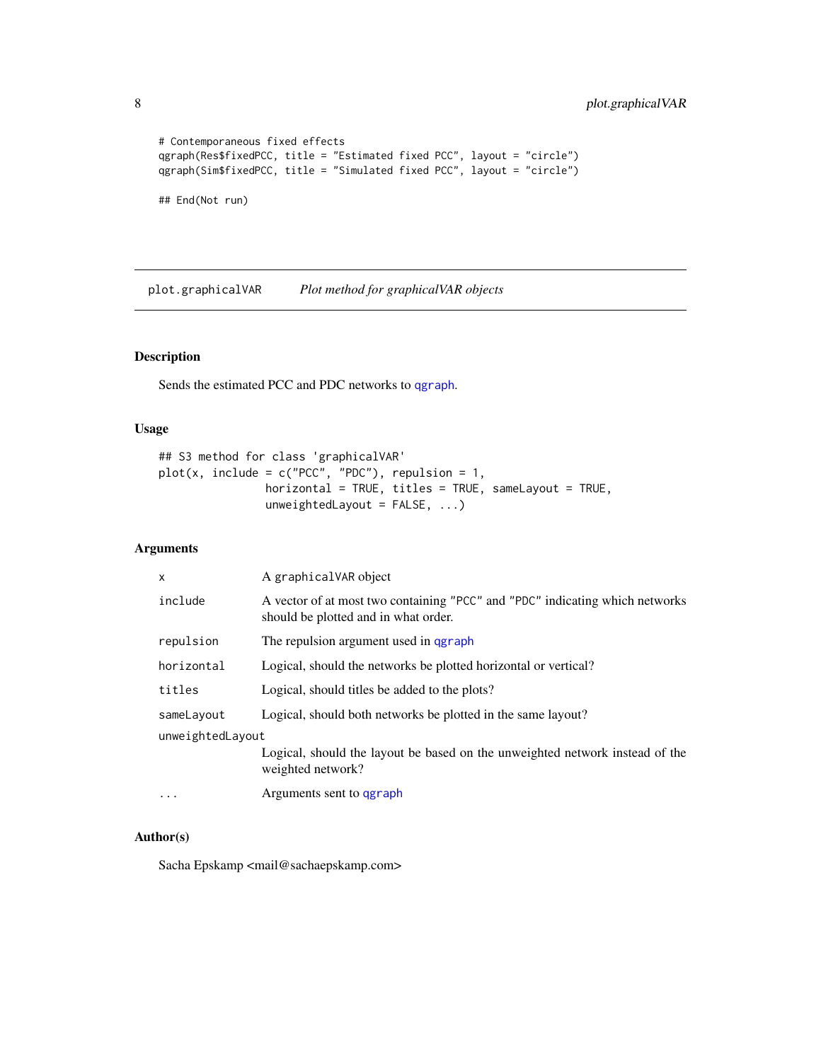```
# Contemporaneous fixed effects
qgraph(Res$fixedPCC, title = "Estimated fixed PCC", layout = "circle")
qgraph(Sim$fixedPCC, title = "Simulated fixed PCC", layout = "circle")

## End(Not run)
```

---

## plot.graphicalVAR *Plot method for graphicalVAR objects*

---

### Description

Sends the estimated PCC and PDC networks to qgraph.

### Usage

```
## S3 method for class 'graphicalVAR'
plot(x, include = c("PCC", "PDC"), repulsion = 1,
                horizontal = TRUE, titles = TRUE, sameLayout = TRUE,
                unweightedLayout = FALSE, ...)
```

### Arguments

| | |
|---|---|
| `x` | A graphicalVAR object |
| `include` | A vector of at most two containing "PCC" and "PDC" indicating which networks should be plotted and in what order. |
| `repulsion` | The repulsion argument used in qgraph |
| `horizontal` | Logical, should the networks be plotted horizontal or vertical? |
| `titles` | Logical, should titles be added to the plots? |
| `sameLayout` | Logical, should both networks be plotted in the same layout? |
| `unweightedLayout` | Logical, should the layout be based on the unweighted network instead of the weighted network? |
| `...` | Arguments sent to qgraph |

### Author(s)

Sacha Epskamp <mail@sachaepskamp.com>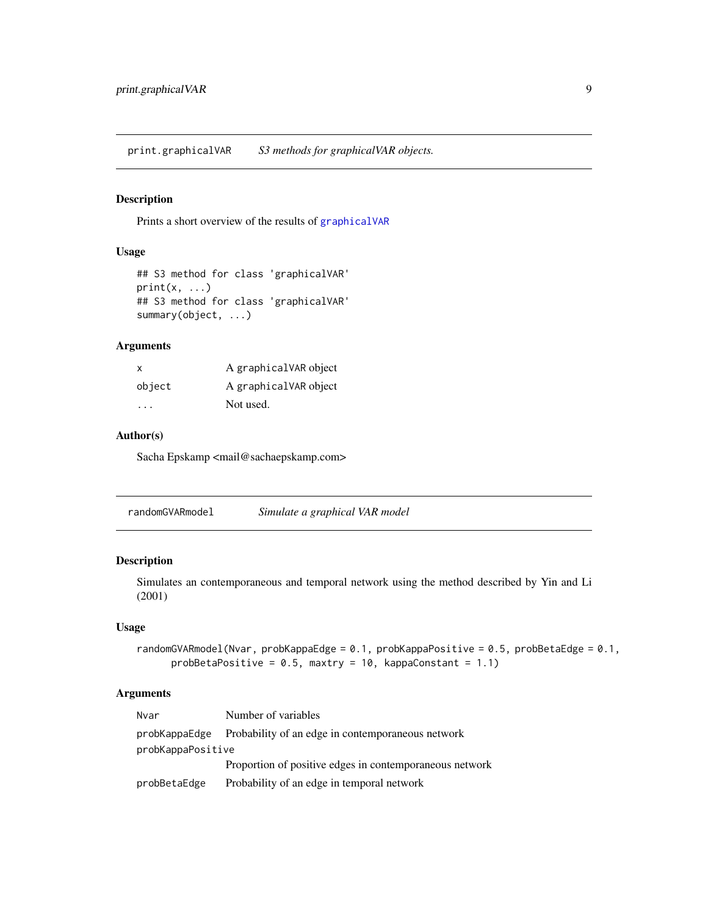## print.graphicalVAR *S3 methods for graphicalVAR objects.*

### Description

Prints a short overview of the results of `graphicalVAR`

### Usage

```
## S3 method for class 'graphicalVAR'
print(x, ...)
## S3 method for class 'graphicalVAR'
summary(object, ...)
```

### Arguments

| | |
|---|---|
| `x` | A graphicalVAR object |
| `object` | A graphicalVAR object |
| `...` | Not used. |

### Author(s)

Sacha Epskamp <mail@sachaepskamp.com>

## randomGVARmodel *Simulate a graphical VAR model*

### Description

Simulates an contemporaneous and temporal network using the method described by Yin and Li (2001)

### Usage

```
randomGVARmodel(Nvar, probKappaEdge = 0.1, probKappaPositive = 0.5, probBetaEdge = 0.1,
      probBetaPositive = 0.5, maxtry = 10, kappaConstant = 1.1)
```

### Arguments

| | |
|---|---|
| `Nvar` | Number of variables |
| `probKappaEdge` | Probability of an edge in contemporaneous network |
| `probKappaPositive` | Proportion of positive edges in contemporaneous network |
| `probBetaEdge` | Probability of an edge in temporal network |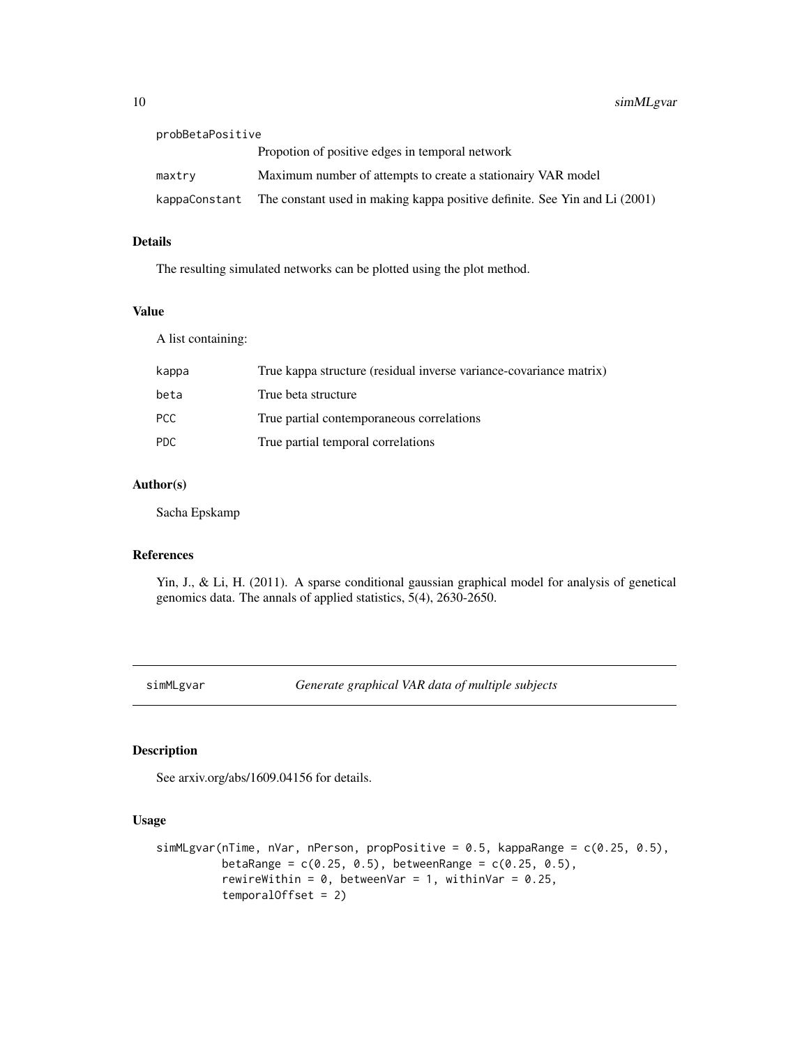probBetaPositive
: Propotion of positive edges in temporal network

maxtry
: Maximum number of attempts to create a stationairy VAR model

kappaConstant
: The constant used in making kappa positive definite. See Yin and Li (2001)

### Details

The resulting simulated networks can be plotted using the plot method.

### Value

A list containing:

| | |
|---|---|
| kappa | True kappa structure (residual inverse variance-covariance matrix) |
| beta | True beta structure |
| PCC | True partial contemporaneous correlations |
| PDC | True partial temporal correlations |

### Author(s)

Sacha Epskamp

### References

Yin, J., & Li, H. (2011). A sparse conditional gaussian graphical model for analysis of genetical genomics data. The annals of applied statistics, 5(4), 2630-2650.

---

## simMLgvar — *Generate graphical VAR data of multiple subjects*

### Description

See arxiv.org/abs/1609.04156 for details.

### Usage

```
simMLgvar(nTime, nVar, nPerson, propPositive = 0.5, kappaRange = c(0.25, 0.5),
          betaRange = c(0.25, 0.5), betweenRange = c(0.25, 0.5),
          rewireWithin = 0, betweenVar = 1, withinVar = 0.25,
          temporalOffset = 2)
```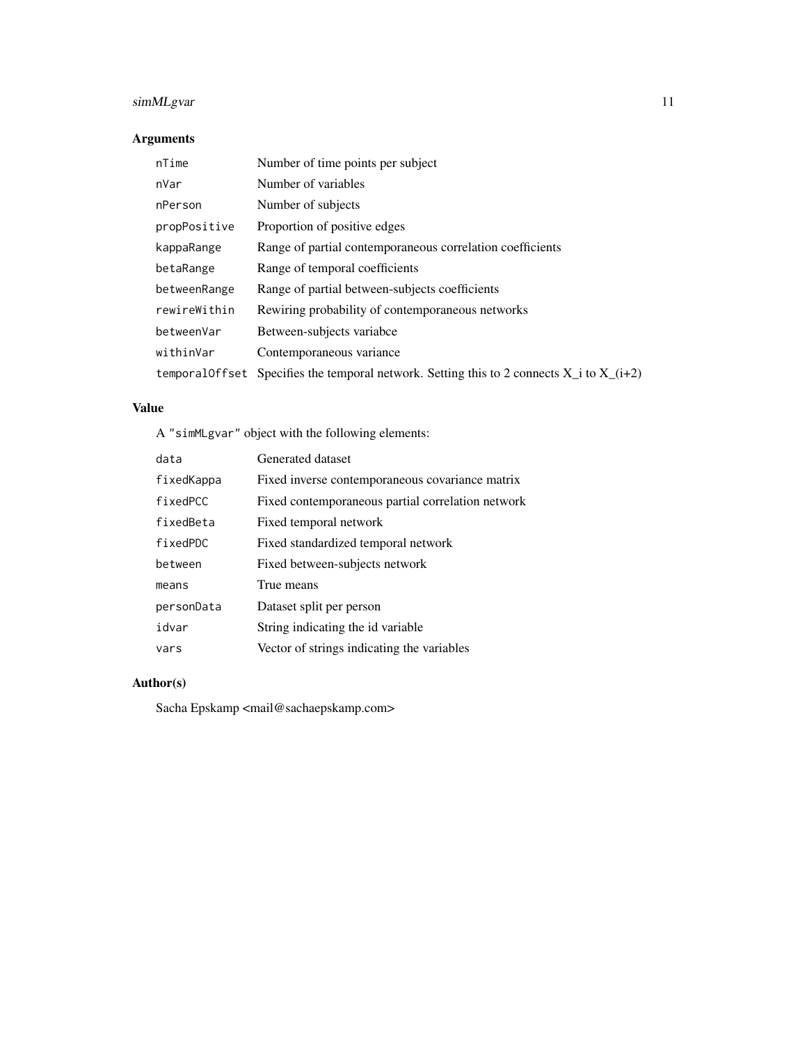## Arguments

| | |
|---|---|
| `nTime` | Number of time points per subject |
| `nVar` | Number of variables |
| `nPerson` | Number of subjects |
| `propPositive` | Proportion of positive edges |
| `kappaRange` | Range of partial contemporaneous correlation coefficients |
| `betaRange` | Range of temporal coefficients |
| `betweenRange` | Range of partial between-subjects coefficients |
| `rewireWithin` | Rewiring probability of contemporaneous networks |
| `betweenVar` | Between-subjects variabce |
| `withinVar` | Contemporaneous variance |
| `temporalOffset` | Specifies the temporal network. Setting this to 2 connects X_i to X_(i+2) |

## Value

A `"simMLgvar"` object with the following elements:

| | |
|---|---|
| `data` | Generated dataset |
| `fixedKappa` | Fixed inverse contemporaneous covariance matrix |
| `fixedPCC` | Fixed contemporaneous partial correlation network |
| `fixedBeta` | Fixed temporal network |
| `fixedPDC` | Fixed standardized temporal network |
| `between` | Fixed between-subjects network |
| `means` | True means |
| `personData` | Dataset split per person |
| `idvar` | String indicating the id variable |
| `vars` | Vector of strings indicating the variables |

## Author(s)

Sacha Epskamp <mail@sachaepskamp.com>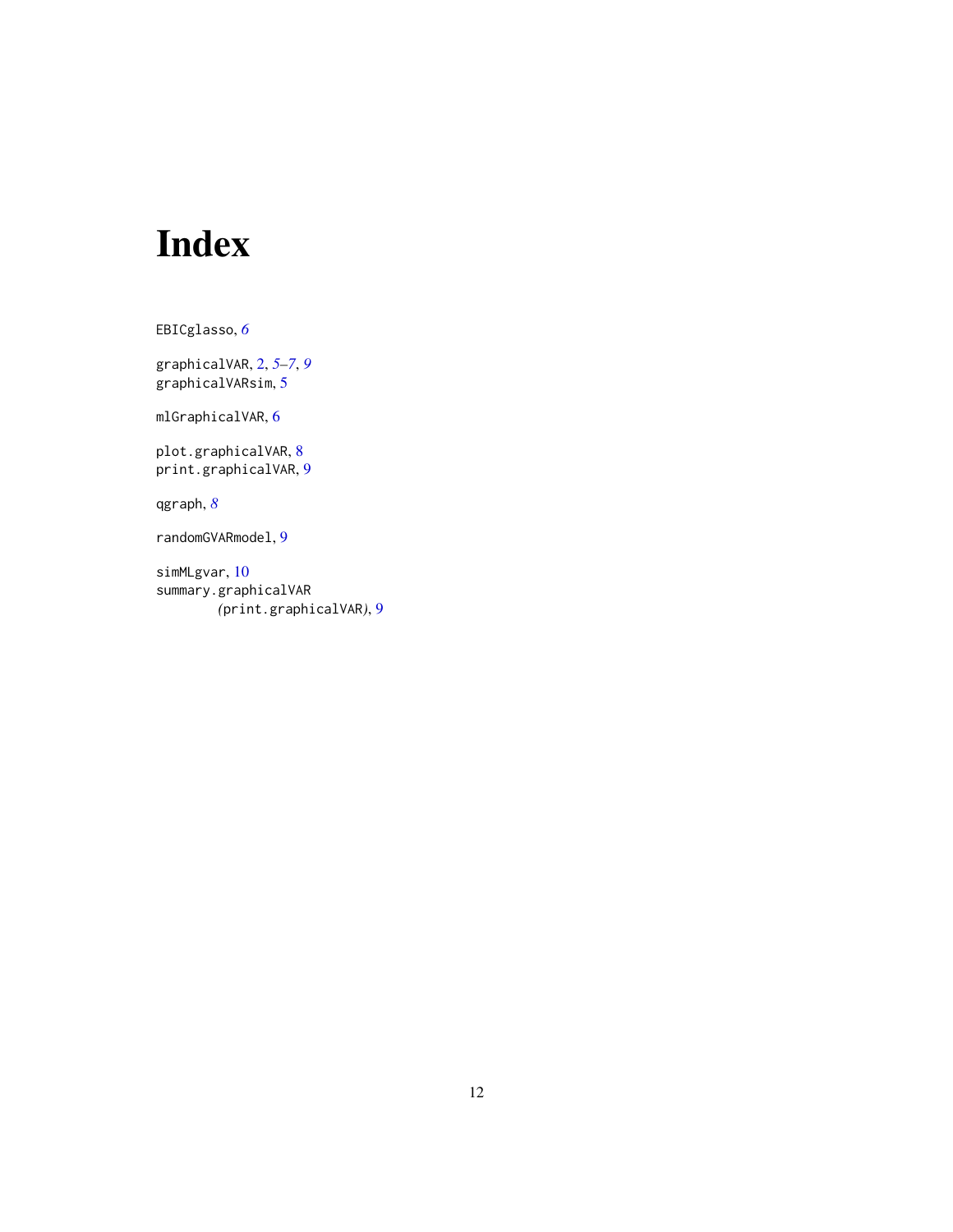# Index

EBICglasso, *6*

graphicalVAR, 2, *5–7*, *9*
graphicalVARsim, 5

mlGraphicalVAR, 6

plot.graphicalVAR, 8
print.graphicalVAR, 9

qgraph, *8*

randomGVARmodel, 9

simMLgvar, 10
summary.graphicalVAR
        (print.graphicalVAR), 9